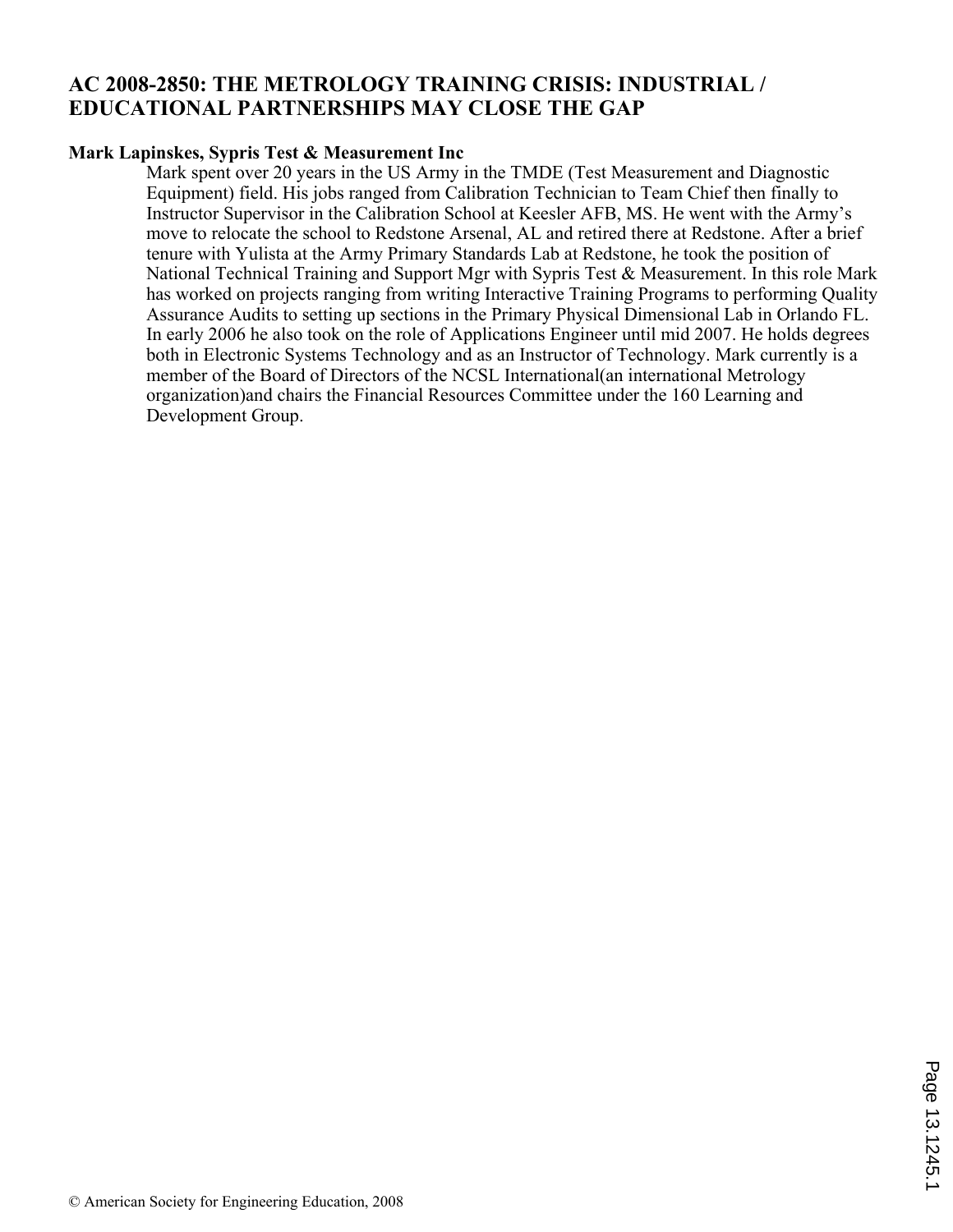# AC 2008-2850: THE METROLOGY TRAINING CRISIS: INDUSTRIAL / EDUCATIONAL PARTNERSHIPS MAY CLOSE THE GAP

**Mark Lapinskes, Sypris Test & Measurement Inc**

Mark spent over 20 years in the US Army in the TMDE (Test Measurement and Diagnostic Equipment) field. His jobs ranged from Calibration Technician to Team Chief then finally to Instructor Supervisor in the Calibration School at Keesler AFB, MS. He went with the Army's move to relocate the school to Redstone Arsenal, AL and retired there at Redstone. After a brief tenure with Yulista at the Army Primary Standards Lab at Redstone, he took the position of National Technical Training and Support Mgr with Sypris Test & Measurement. In this role Mark has worked on projects ranging from writing Interactive Training Programs to performing Quality Assurance Audits to setting up sections in the Primary Physical Dimensional Lab in Orlando FL. In early 2006 he also took on the role of Applications Engineer until mid 2007. He holds degrees both in Electronic Systems Technology and as an Instructor of Technology. Mark currently is a member of the Board of Directors of the NCSL International(an international Metrology organization)and chairs the Financial Resources Committee under the 160 Learning and Development Group.

© American Society for Engineering Education, 2008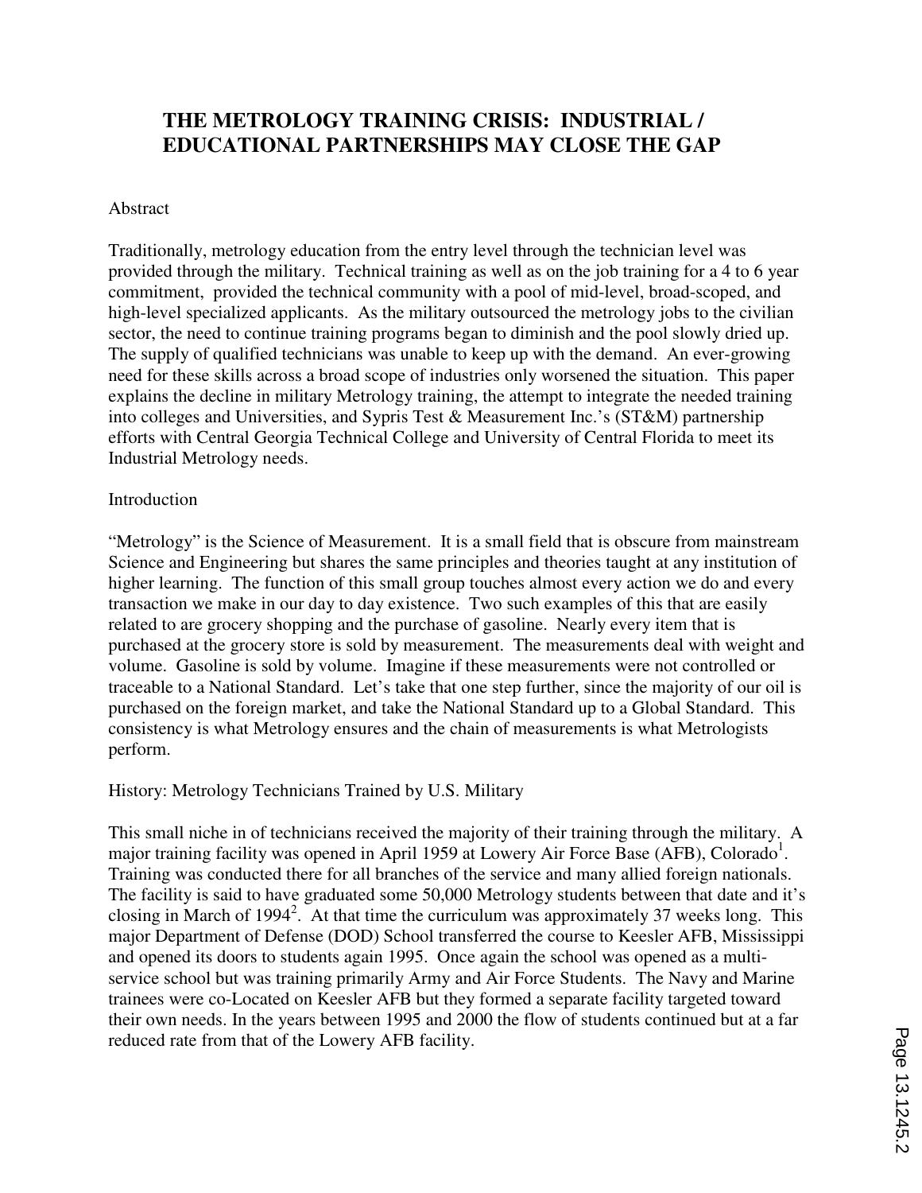# THE METROLOGY TRAINING CRISIS: INDUSTRIAL / EDUCATIONAL PARTNERSHIPS MAY CLOSE THE GAP

Abstract

Traditionally, metrology education from the entry level through the technician level was provided through the military. Technical training as well as on the job training for a 4 to 6 year commitment, provided the technical community with a pool of mid-level, broad-scoped, and high-level specialized applicants. As the military outsourced the metrology jobs to the civilian sector, the need to continue training programs began to diminish and the pool slowly dried up. The supply of qualified technicians was unable to keep up with the demand. An ever-growing need for these skills across a broad scope of industries only worsened the situation. This paper explains the decline in military Metrology training, the attempt to integrate the needed training into colleges and Universities, and Sypris Test & Measurement Inc.'s (ST&M) partnership efforts with Central Georgia Technical College and University of Central Florida to meet its Industrial Metrology needs.

Introduction

"Metrology" is the Science of Measurement. It is a small field that is obscure from mainstream Science and Engineering but shares the same principles and theories taught at any institution of higher learning. The function of this small group touches almost every action we do and every transaction we make in our day to day existence. Two such examples of this that are easily related to are grocery shopping and the purchase of gasoline. Nearly every item that is purchased at the grocery store is sold by measurement. The measurements deal with weight and volume. Gasoline is sold by volume. Imagine if these measurements were not controlled or traceable to a National Standard. Let's take that one step further, since the majority of our oil is purchased on the foreign market, and take the National Standard up to a Global Standard. This consistency is what Metrology ensures and the chain of measurements is what Metrologists perform.

History: Metrology Technicians Trained by U.S. Military

This small niche in of technicians received the majority of their training through the military. A major training facility was opened in April 1959 at Lowery Air Force Base (AFB), Colorado[1]. Training was conducted there for all branches of the service and many allied foreign nationals. The facility is said to have graduated some 50,000 Metrology students between that date and it's closing in March of 1994[2]. At that time the curriculum was approximately 37 weeks long. This major Department of Defense (DOD) School transferred the course to Keesler AFB, Mississippi and opened its doors to students again 1995. Once again the school was opened as a multi-service school but was training primarily Army and Air Force Students. The Navy and Marine trainees were co-Located on Keesler AFB but they formed a separate facility targeted toward their own needs. In the years between 1995 and 2000 the flow of students continued but at a far reduced rate from that of the Lowery AFB facility.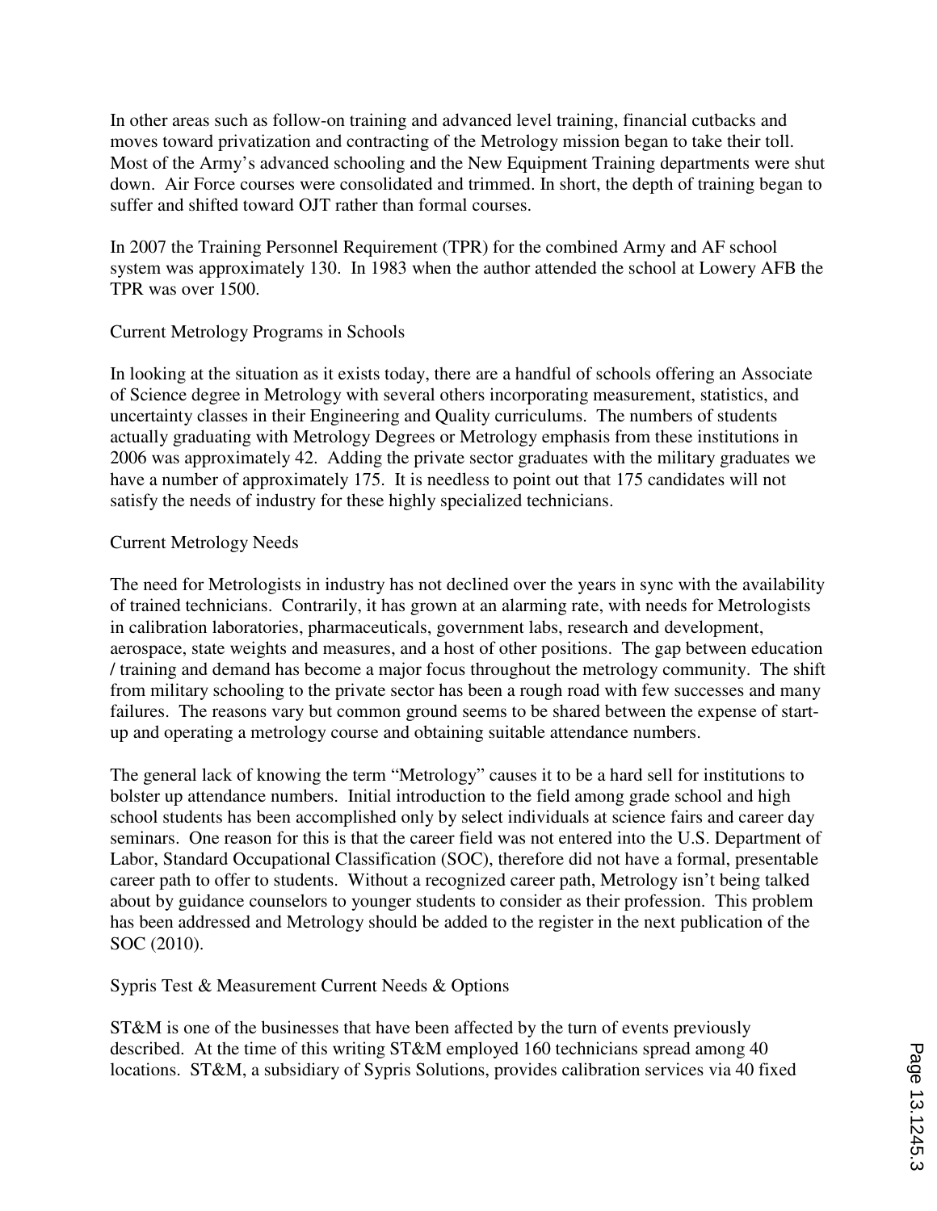In other areas such as follow-on training and advanced level training, financial cutbacks and moves toward privatization and contracting of the Metrology mission began to take their toll. Most of the Army's advanced schooling and the New Equipment Training departments were shut down. Air Force courses were consolidated and trimmed. In short, the depth of training began to suffer and shifted toward OJT rather than formal courses.

In 2007 the Training Personnel Requirement (TPR) for the combined Army and AF school system was approximately 130. In 1983 when the author attended the school at Lowery AFB the TPR was over 1500.

## Current Metrology Programs in Schools

In looking at the situation as it exists today, there are a handful of schools offering an Associate of Science degree in Metrology with several others incorporating measurement, statistics, and uncertainty classes in their Engineering and Quality curriculums. The numbers of students actually graduating with Metrology Degrees or Metrology emphasis from these institutions in 2006 was approximately 42. Adding the private sector graduates with the military graduates we have a number of approximately 175. It is needless to point out that 175 candidates will not satisfy the needs of industry for these highly specialized technicians.

## Current Metrology Needs

The need for Metrologists in industry has not declined over the years in sync with the availability of trained technicians. Contrarily, it has grown at an alarming rate, with needs for Metrologists in calibration laboratories, pharmaceuticals, government labs, research and development, aerospace, state weights and measures, and a host of other positions. The gap between education / training and demand has become a major focus throughout the metrology community. The shift from military schooling to the private sector has been a rough road with few successes and many failures. The reasons vary but common ground seems to be shared between the expense of start-up and operating a metrology course and obtaining suitable attendance numbers.

The general lack of knowing the term "Metrology" causes it to be a hard sell for institutions to bolster up attendance numbers. Initial introduction to the field among grade school and high school students has been accomplished only by select individuals at science fairs and career day seminars. One reason for this is that the career field was not entered into the U.S. Department of Labor, Standard Occupational Classification (SOC), therefore did not have a formal, presentable career path to offer to students. Without a recognized career path, Metrology isn't being talked about by guidance counselors to younger students to consider as their profession. This problem has been addressed and Metrology should be added to the register in the next publication of the SOC (2010).

## Sypris Test & Measurement Current Needs & Options

ST&M is one of the businesses that have been affected by the turn of events previously described. At the time of this writing ST&M employed 160 technicians spread among 40 locations. ST&M, a subsidiary of Sypris Solutions, provides calibration services via 40 fixed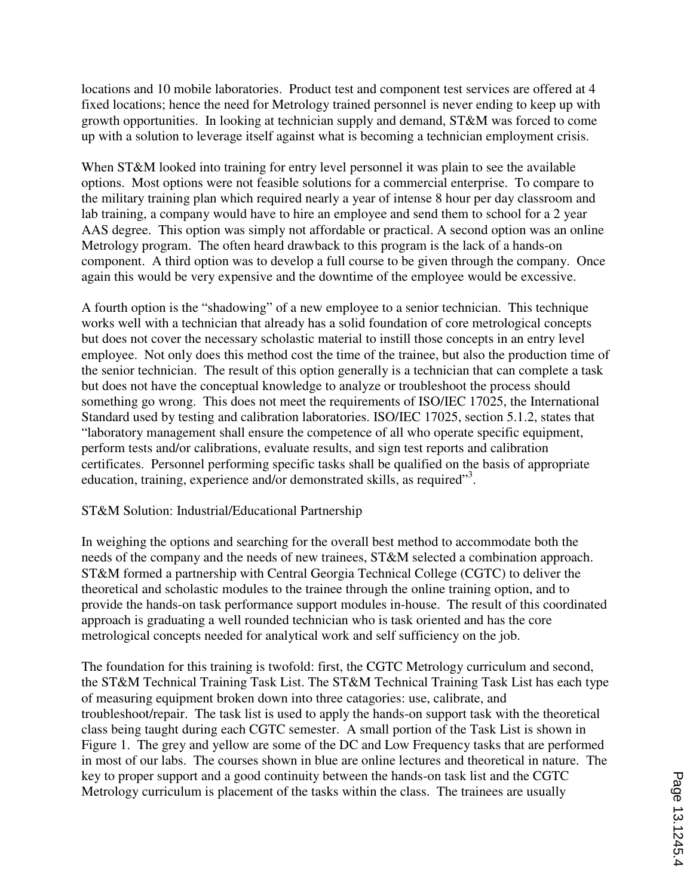locations and 10 mobile laboratories. Product test and component test services are offered at 4 fixed locations; hence the need for Metrology trained personnel is never ending to keep up with growth opportunities. In looking at technician supply and demand, ST&M was forced to come up with a solution to leverage itself against what is becoming a technician employment crisis.

When ST&M looked into training for entry level personnel it was plain to see the available options. Most options were not feasible solutions for a commercial enterprise. To compare to the military training plan which required nearly a year of intense 8 hour per day classroom and lab training, a company would have to hire an employee and send them to school for a 2 year AAS degree. This option was simply not affordable or practical. A second option was an online Metrology program. The often heard drawback to this program is the lack of a hands-on component. A third option was to develop a full course to be given through the company. Once again this would be very expensive and the downtime of the employee would be excessive.

A fourth option is the "shadowing" of a new employee to a senior technician. This technique works well with a technician that already has a solid foundation of core metrological concepts but does not cover the necessary scholastic material to instill those concepts in an entry level employee. Not only does this method cost the time of the trainee, but also the production time of the senior technician. The result of this option generally is a technician that can complete a task but does not have the conceptual knowledge to analyze or troubleshoot the process should something go wrong. This does not meet the requirements of ISO/IEC 17025, the International Standard used by testing and calibration laboratories. ISO/IEC 17025, section 5.1.2, states that "laboratory management shall ensure the competence of all who operate specific equipment, perform tests and/or calibrations, evaluate results, and sign test reports and calibration certificates. Personnel performing specific tasks shall be qualified on the basis of appropriate education, training, experience and/or demonstrated skills, as required"[3].

## ST&M Solution: Industrial/Educational Partnership

In weighing the options and searching for the overall best method to accommodate both the needs of the company and the needs of new trainees, ST&M selected a combination approach. ST&M formed a partnership with Central Georgia Technical College (CGTC) to deliver the theoretical and scholastic modules to the trainee through the online training option, and to provide the hands-on task performance support modules in-house. The result of this coordinated approach is graduating a well rounded technician who is task oriented and has the core metrological concepts needed for analytical work and self sufficiency on the job.

The foundation for this training is twofold: first, the CGTC Metrology curriculum and second, the ST&M Technical Training Task List. The ST&M Technical Training Task List has each type of measuring equipment broken down into three catagories: use, calibrate, and troubleshoot/repair. The task list is used to apply the hands-on support task with the theoretical class being taught during each CGTC semester. A small portion of the Task List is shown in Figure 1. The grey and yellow are some of the DC and Low Frequency tasks that are performed in most of our labs. The courses shown in blue are online lectures and theoretical in nature. The key to proper support and a good continuity between the hands-on task list and the CGTC Metrology curriculum is placement of the tasks within the class. The trainees are usually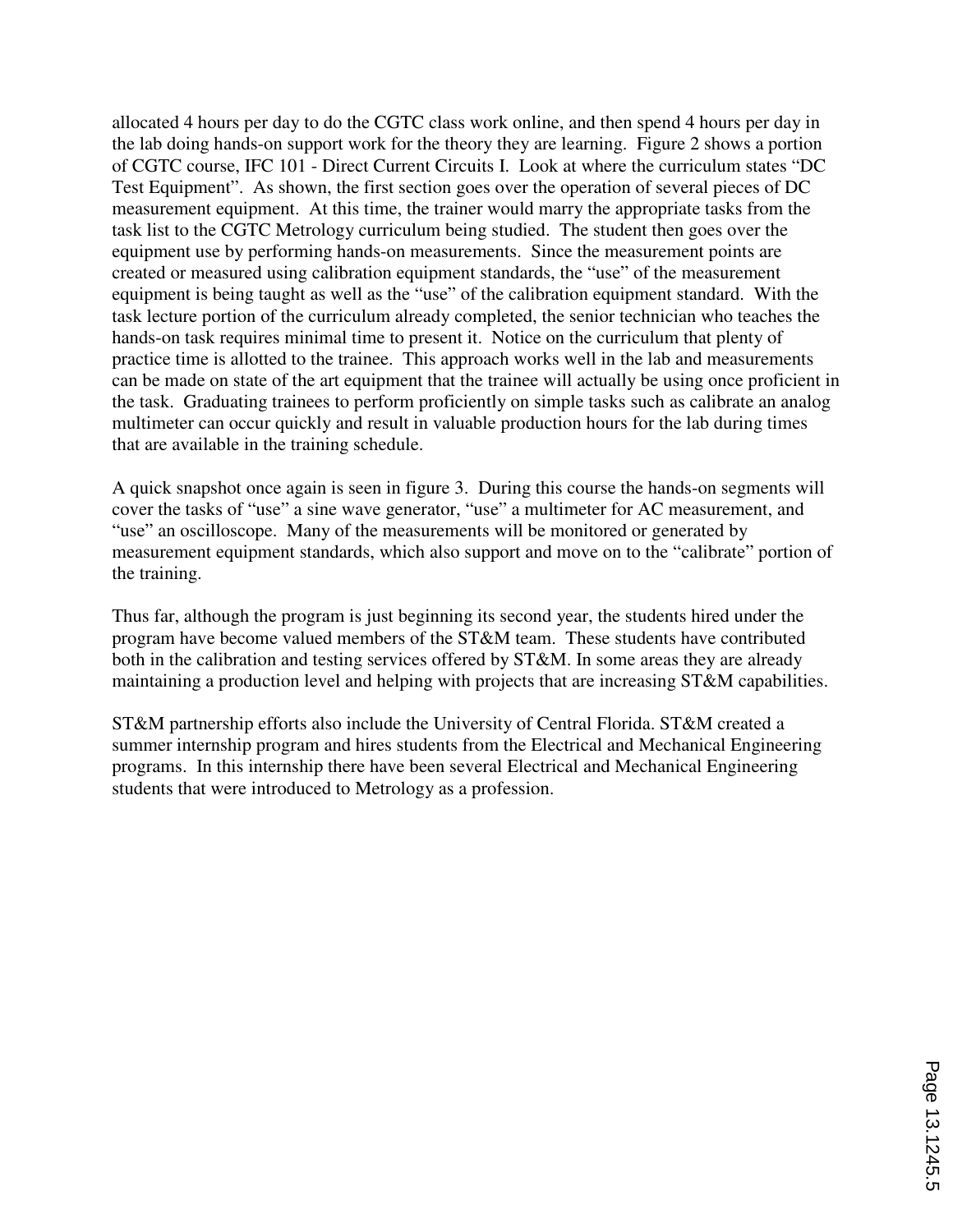allocated 4 hours per day to do the CGTC class work online, and then spend 4 hours per day in the lab doing hands-on support work for the theory they are learning. Figure 2 shows a portion of CGTC course, IFC 101 - Direct Current Circuits I. Look at where the curriculum states "DC Test Equipment". As shown, the first section goes over the operation of several pieces of DC measurement equipment. At this time, the trainer would marry the appropriate tasks from the task list to the CGTC Metrology curriculum being studied. The student then goes over the equipment use by performing hands-on measurements. Since the measurement points are created or measured using calibration equipment standards, the "use" of the measurement equipment is being taught as well as the "use" of the calibration equipment standard. With the task lecture portion of the curriculum already completed, the senior technician who teaches the hands-on task requires minimal time to present it. Notice on the curriculum that plenty of practice time is allotted to the trainee. This approach works well in the lab and measurements can be made on state of the art equipment that the trainee will actually be using once proficient in the task. Graduating trainees to perform proficiently on simple tasks such as calibrate an analog multimeter can occur quickly and result in valuable production hours for the lab during times that are available in the training schedule.

A quick snapshot once again is seen in figure 3. During this course the hands-on segments will cover the tasks of "use" a sine wave generator, "use" a multimeter for AC measurement, and "use" an oscilloscope. Many of the measurements will be monitored or generated by measurement equipment standards, which also support and move on to the "calibrate" portion of the training.

Thus far, although the program is just beginning its second year, the students hired under the program have become valued members of the ST&M team. These students have contributed both in the calibration and testing services offered by ST&M. In some areas they are already maintaining a production level and helping with projects that are increasing ST&M capabilities.

ST&M partnership efforts also include the University of Central Florida. ST&M created a summer internship program and hires students from the Electrical and Mechanical Engineering programs. In this internship there have been several Electrical and Mechanical Engineering students that were introduced to Metrology as a profession.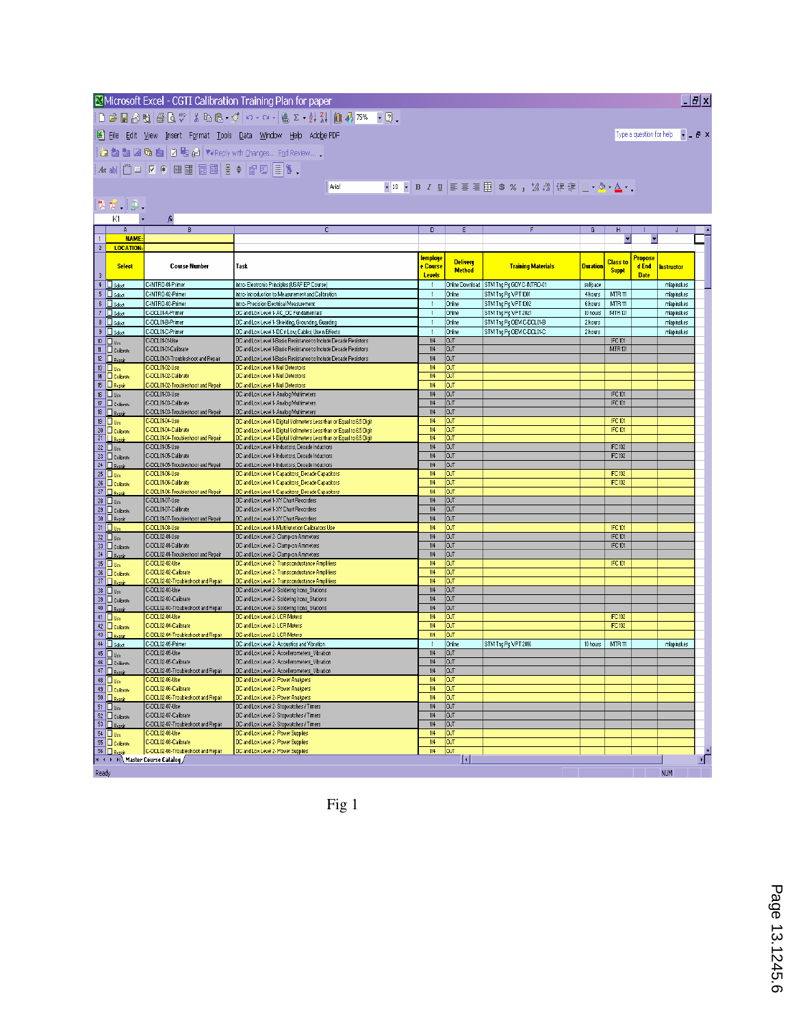| | A | B | C | D | E | F | G | H | I | J |
|---|---|---|---|---|---|---|---|---|---|---|
| 1 | NAME: | | | | | | | | | |
| 2 | LOCATION: | | | | | | | | | |
| 3 | Select | Course Number | Task | Employee Course Levels | Delivery Method | Training Materials | Duration | Class to Suppt | Proposed End Date | Instructor |
| 4 | Select | C-INTRO-01-Primer | Intro-Electronic Principles (USAF EP Course) | I | Online Download | STM Tng Pg GOV C-INTRO-01 | selfpace | | | mlapinskes |
| 5 | Select | C-INTRO-02-Primer | Intro-Introduction to Measurement and Calibration | I | Online | STM Tng Pg VPT 1001 | 4 hours | MTR 111 | | mlapinskes |
| 6 | Select | C-INTRO-03-Primer | Intro-Precision Electrical Measurement | I | Online | STM Tng Pg VPT 1002 | 6 hours | MTR 111 | | mlapinskes |
| 7 | Select | C-DCL01-A-Primer | DC and Low Level 1-AC_DC Fundamentals | I | Online | STM Tng Pg VPT 2021 | 10 hours | MTR 101 | | mlapinskes |
| 8 | Select | C-DCL01-B-Primer | DC and Low Level 1-Shielding, Grounding, Guarding | I | Online | STM Tng Pg OEM C-DCL01-B | 2 hours | | | mlapinskes |
| 9 | Select | C-DCL01-C-Primer | DC and Low Level 1-DC in Low, Cables, Use in Effects | I | Online | STM Tng Pg OEM C-DCL01-C | 2 hours | | | mlapinskes |
| 10 | Use | C-DCL01-01-Use | DC and Low Level 1-Basic Resistance to Include Decade Resistors | II/I | OJT | | | IFC 101 | | |
| 11 | Calibrate | C-DCL01-01-Calibrate | DC and Low Level 1-Basic Resistance to Include Decade Resistors | II/I | OJT | | | MTR 101 | | |
| 12 | Repair | C-DCL01-01-Troubleshoot and Repair | DC and Low Level 1-Basic Resistance to Include Decade Resistors | II/I | OJT | | | | | |
| 13 | Use | C-DCL01-02-Use | DC and Low Level 1-Null Detectors | II/I | OJT | | | | | |
| 14 | Calibrate | C-DCL01-02-Calibrate | DC and Low Level 1-Null Detectors | II/I | OJT | | | | | |
| 15 | Repair | C-DCL01-02-Troubleshoot and Repair | DC and Low Level 1-Null Detectors | II/I | OJT | | | | | |
| 16 | Use | C-DCL01-03-Use | DC and Low Level 1-Analog Multimeters | II/I | OJT | | | IFC 101 | | |
| 17 | Calibrate | C-DCL01-03-Calibrate | DC and Low Level 1-Analog Multimeters | II/I | OJT | | | IFC 101 | | |
| 18 | Repair | C-DCL01-03-Troubleshoot and Repair | DC and Low Level 1-Analog Multimeters | II/I | OJT | | | | | |
| 19 | Use | C-DCL01-04-Use | DC and Low Level 1-Digital Voltmeters Less than or Equal to 6.5 Digit | II/I | OJT | | | IFC 101 | | |
| 20 | Calibrate | C-DCL01-04-Calibrate | DC and Low Level 1-Digital Voltmeters Less than or Equal to 6.5 Digit | II/I | OJT | | | IFC 101 | | |
| 21 | Repair | C-DCL01-04-Troubleshoot and Repair | DC and Low Level 1-Digital Voltmeters Less than or Equal to 6.5 Digit | II/I | OJT | | | | | |
| 22 | Use | C-DCL01-05-Use | DC and Low Level 1-Inductors, Decade Inductors | II/I | OJT | | | IFC 102 | | |
| 23 | Calibrate | C-DCL01-05-Calibrate | DC and Low Level 1-Inductors, Decade Inductors | II/I | OJT | | | IFC 102 | | |
| 24 | Repair | C-DCL01-05-Troubleshoot and Repair | DC and Low Level 1-Inductors, Decade Inductors | II/I | OJT | | | | | |
| 25 | Use | C-DCL01-06-Use | DC and Low Level 1-Capacitors_Decade Capacitors | II/I | OJT | | | IFC 102 | | |
| 26 | Calibrate | C-DCL01-06-Calibrate | DC and Low Level 1-Capacitors_Decade Capacitors | II/I | OJT | | | IFC 102 | | |
| 27 | Repair | C-DCL01-06-Troubleshoot and Repair | DC and Low Level 1-Capacitors_Decade Capacitors | II/I | OJT | | | | | |
| 28 | Use | C-DCL01-07-Use | DC and Low Level 1-XY Chart Recorders | II/I | OJT | | | | | |
| 29 | Calibrate | C-DCL01-07-Calibrate | DC and Low Level 1-XY Chart Recorders | II/I | OJT | | | | | |
| 30 | Repair | C-DCL01-07-Troubleshoot and Repair | DC and Low Level 1-XY Chart Recorders | II/I | OJT | | | | | |
| 31 | Use | C-DCL01-08-Use | DC and Low Level 1-Multifunction Calibrators Use | II/I | OJT | | | IFC 101 | | |
| 32 | Use | C-DCL02-01-Use | DC and Low Level 2-Clamp-on Ammeters | II/I | OJT | | | IFC 101 | | |
| 33 | Calibrate | C-DCL02-01-Calibrate | DC and Low Level 2-Clamp-on Ammeters | II/I | OJT | | | IFC 101 | | |
| 34 | Repair | C-DCL02-01-Troubleshoot and Repair | DC and Low Level 2-Clamp-on Ammeters | II/I | OJT | | | | | |
| 35 | Use | C-DCL02-02-Use | DC and Low Level 2-Transconductance Amplifiers | II/I | OJT | | | IFC 101 | | |
| 36 | Calibrate | C-DCL02-02-Calibrate | DC and Low Level 2-Transconductance Amplifiers | II/I | OJT | | | | | |
| 37 | Repair | C-DCL02-02-Troubleshoot and Repair | DC and Low Level 2-Transconductance Amplifiers | II/I | OJT | | | | | |
| 38 | Use | C-DCL02-03-Use | DC and Low Level 2-Soldering Irons_Stations | II/I | OJT | | | | | |
| 39 | Calibrate | C-DCL02-03-Calibrate | DC and Low Level 2-Soldering Irons_Stations | II/I | OJT | | | | | |
| 40 | Repair | C-DCL02-03-Troubleshoot and Repair | DC and Low Level 2-Soldering Irons_Stations | II/I | OJT | | | | | |
| 41 | Use | C-DCL02-04-Use | DC and Low Level 2-LCR Meters | II/I | OJT | | | IFC 102 | | |
| 42 | Calibrate | C-DCL02-04-Calibrate | DC and Low Level 2-LCR Meters | II/I | OJT | | | IFC 102 | | |
| 43 | Repair | C-DCL02-04-Troubleshoot and Repair | DC and Low Level 2-LCR Meters | II/I | OJT | | | | | |
| 44 | Select | C-DCL02-05-Primer | DC and Low Level 2-Acoustics and Vibration | I | Online | STM Tng Pg VPT 2016 | 10 hours | MTR 111 | | mlapinskes |
| 45 | Use | C-DCL02-05-Use | DC and Low Level 2-Accellerometers_Vibration | II/I | OJT | | | | | |
| 46 | Calibrate | C-DCL02-05-Calibrate | DC and Low Level 2-Accellerometers_Vibration | II/I | OJT | | | | | |
| 47 | Repair | C-DCL02-05-Troubleshoot and Repair | DC and Low Level 2-Accellerometers_Vibration | II/I | OJT | | | | | |
| 48 | Use | C-DCL02-06-Use | DC and Low Level 2-Power Analyzers | II/I | OJT | | | | | |
| 49 | Calibrate | C-DCL02-06-Calibrate | DC and Low Level 2-Power Analyzers | II/I | OJT | | | | | |
| 50 | Repair | C-DCL02-06-Troubleshoot and Repair | DC and Low Level 2-Power Analyzers | II/I | OJT | | | | | |
| 51 | Use | C-DCL02-07-Use | DC and Low Level 2-Stopwatches / Timers | II/I | OJT | | | | | |
| 52 | Calibrate | C-DCL02-07-Calibrate | DC and Low Level 2-Stopwatches / Timers | II/I | OJT | | | | | |
| 53 | Repair | C-DCL02-07-Troubleshoot and Repair | DC and Low Level 2-Stopwatches / Timers | II/I | OJT | | | | | |
| 54 | Use | C-DCL02-08-Use | DC and Low Level 2-Power Supplies | II/I | OJT | | | | | |
| 55 | Calibrate | C-DCL02-08-Calibrate | DC and Low Level 2-Power Supplies | II/I | OJT | | | | | |
| 56 | Repair | C-DCL02-08-Troubleshoot and Repair | DC and Low Level 2-Power Supplies | II/I | OJT | | | | | |

Fig 1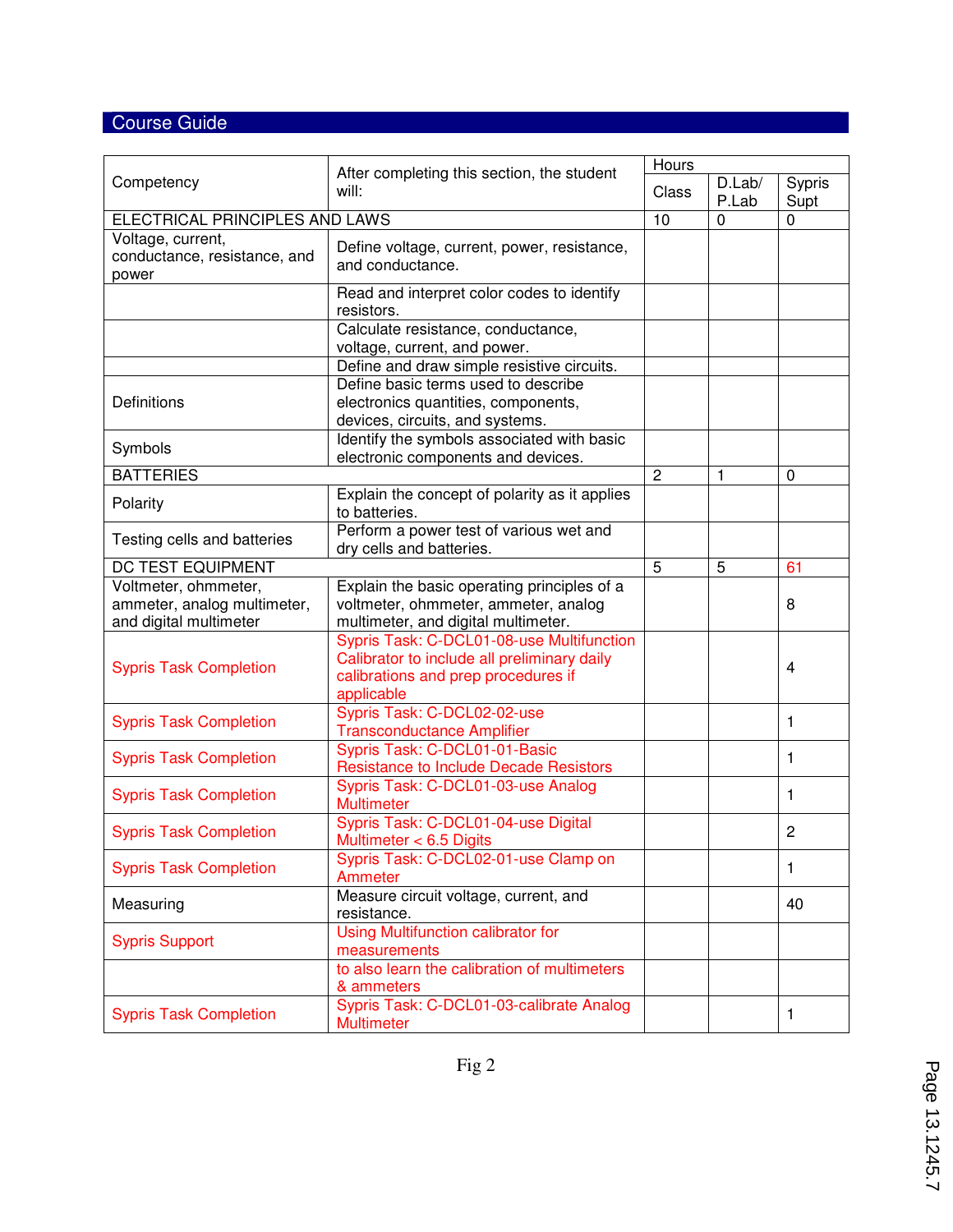## Course Guide

| Competency | After completing this section, the student will: | Hours | | |
|---|---|---|---|---|
| | | Class | D.Lab/ P.Lab | Sypris Supt |
| ELECTRICAL PRINCIPLES AND LAWS | | 10 | 0 | 0 |
| Voltage, current, conductance, resistance, and power | Define voltage, current, power, resistance, and conductance. | | | |
| | Read and interpret color codes to identify resistors. | | | |
| | Calculate resistance, conductance, voltage, current, and power. | | | |
| | Define and draw simple resistive circuits. | | | |
| Definitions | Define basic terms used to describe electronics quantities, components, devices, circuits, and systems. | | | |
| Symbols | Identify the symbols associated with basic electronic components and devices. | | | |
| BATTERIES | | 2 | 1 | 0 |
| Polarity | Explain the concept of polarity as it applies to batteries. | | | |
| Testing cells and batteries | Perform a power test of various wet and dry cells and batteries. | | | |
| DC TEST EQUIPMENT | | 5 | 5 | 61 |
| Voltmeter, ohmmeter, ammeter, analog multimeter, and digital multimeter | Explain the basic operating principles of a voltmeter, ohmmeter, ammeter, analog multimeter, and digital multimeter. | | | 8 |
| Sypris Task Completion | Sypris Task: C-DCL01-08-use Multifunction Calibrator to include all preliminary daily calibrations and prep procedures if applicable | | | 4 |
| Sypris Task Completion | Sypris Task: C-DCL02-02-use Transconductance Amplifier | | | 1 |
| Sypris Task Completion | Sypris Task: C-DCL01-01-Basic Resistance to Include Decade Resistors | | | 1 |
| Sypris Task Completion | Sypris Task: C-DCL01-03-use Analog Multimeter | | | 1 |
| Sypris Task Completion | Sypris Task: C-DCL01-04-use Digital Multimeter < 6.5 Digits | | | 2 |
| Sypris Task Completion | Sypris Task: C-DCL02-01-use Clamp on Ammeter | | | 1 |
| Measuring | Measure circuit voltage, current, and resistance. | | | 40 |
| Sypris Support | Using Multifunction calibrator for measurements | | | |
| | to also learn the calibration of multimeters & ammeters | | | |
| Sypris Task Completion | Sypris Task: C-DCL01-03-calibrate Analog Multimeter | | | 1 |

Fig 2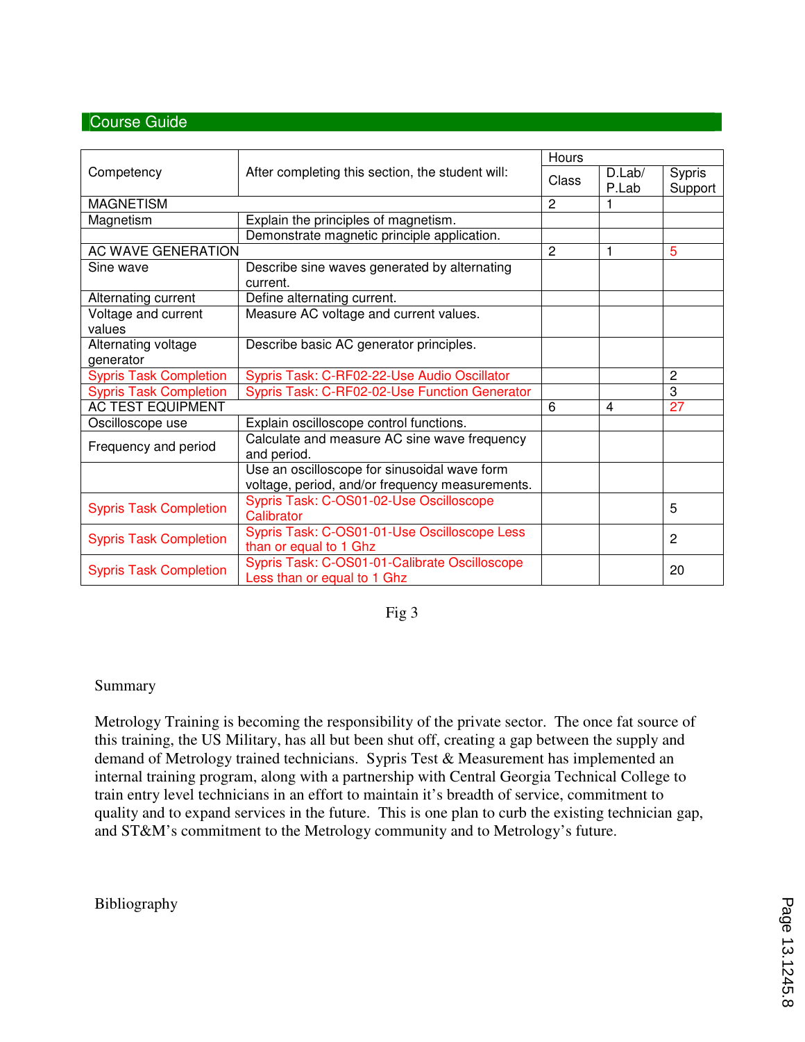## Course Guide

| Competency | After completing this section, the student will: | Hours | | |
|---|---|---|---|---|
| | | Class | D.Lab/ P.Lab | Sypris Support |
| MAGNETISM | | 2 | 1 | |
| Magnetism | Explain the principles of magnetism. | | | |
| | Demonstrate magnetic principle application. | | | |
| AC WAVE GENERATION | | 2 | 1 | 5 |
| Sine wave | Describe sine waves generated by alternating current. | | | |
| Alternating current | Define alternating current. | | | |
| Voltage and current values | Measure AC voltage and current values. | | | |
| Alternating voltage generator | Describe basic AC generator principles. | | | |
| Sypris Task Completion | Sypris Task: C-RF02-22-Use Audio Oscillator | | | 2 |
| Sypris Task Completion | Sypris Task: C-RF02-02-Use Function Generator | | | 3 |
| AC TEST EQUIPMENT | | 6 | 4 | 27 |
| Oscilloscope use | Explain oscilloscope control functions. | | | |
| Frequency and period | Calculate and measure AC sine wave frequency and period. | | | |
| | Use an oscilloscope for sinusoidal wave form voltage, period, and/or frequency measurements. | | | |
| Sypris Task Completion | Sypris Task: C-OS01-02-Use Oscilloscope Calibrator | | | 5 |
| Sypris Task Completion | Sypris Task: C-OS01-01-Use Oscilloscope Less than or equal to 1 Ghz | | | 2 |
| Sypris Task Completion | Sypris Task: C-OS01-01-Calibrate Oscilloscope Less than or equal to 1 Ghz | | | 20 |

Fig 3

## Summary

Metrology Training is becoming the responsibility of the private sector. The once fat source of this training, the US Military, has all but been shut off, creating a gap between the supply and demand of Metrology trained technicians. Sypris Test & Measurement has implemented an internal training program, along with a partnership with Central Georgia Technical College to train entry level technicians in an effort to maintain it's breadth of service, commitment to quality and to expand services in the future. This is one plan to curb the existing technician gap, and ST&M's commitment to the Metrology community and to Metrology's future.

## Bibliography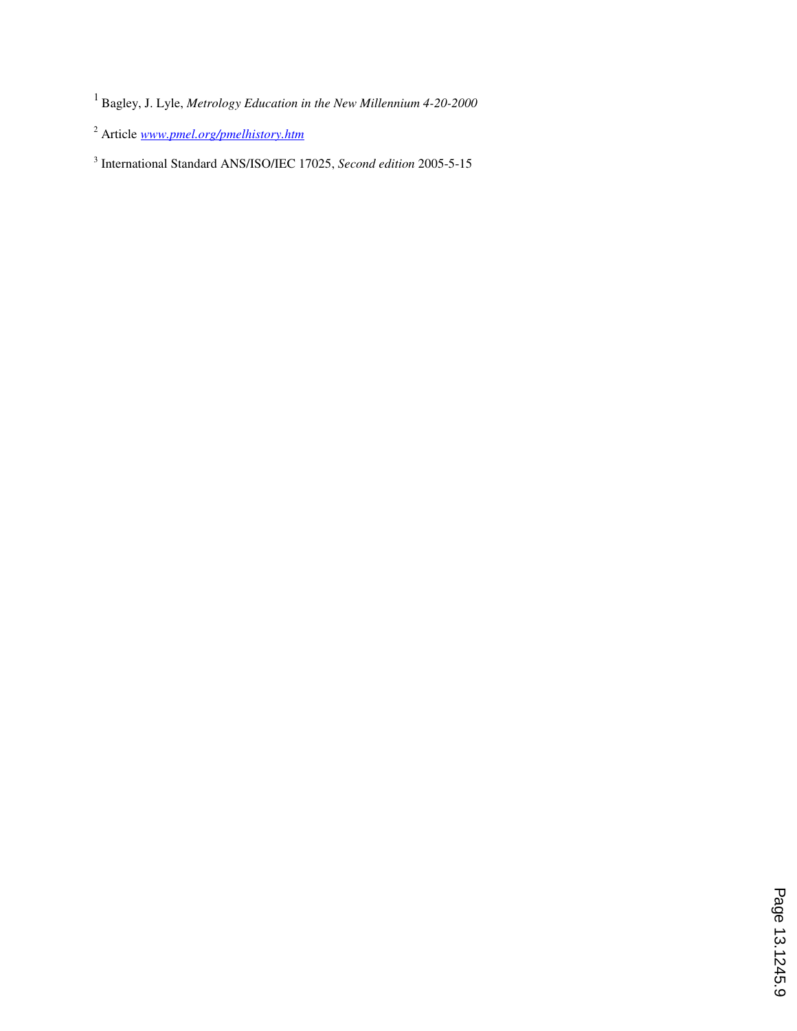[1] Bagley, J. Lyle, *Metrology Education in the New Millennium 4-20-2000*

[2] Article [www.pmel.org/pmelhistory.htm](www.pmel.org/pmelhistory.htm)

[3] International Standard ANS/ISO/IEC 17025, *Second edition* 2005-5-15